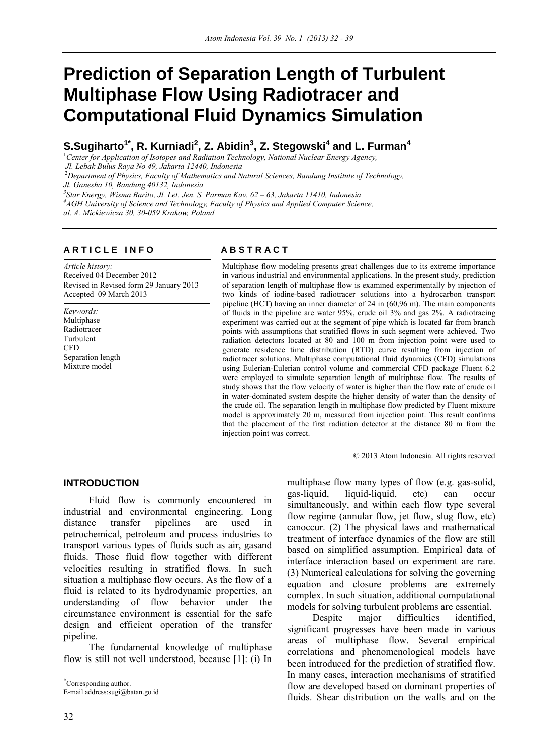# Prediction of Separation Length of Turbulent Multiphase Flow Using Radiotracer and Computational Fluid Dynamics Simulation

**S.Sugiharto[1*], R. Kurniadi[2], Z. Abidin[3], Z. Stegowski[4] and L. Furman[4]**

[1]*Center for Application of Isotopes and Radiation Technology, National Nuclear Energy Agency, Jl. Lebak Bulus Raya No 49, Jakarta 12440, Indonesia*

[2]*Department of Physics, Faculty of Mathematics and Natural Sciences, Bandung Institute of Technology, Jl. Ganesha 10, Bandung 40132, Indonesia*

[3]*Star Energy, Wisma Barito, Jl. Let. Jen. S. Parman Kav. 62 – 63, Jakarta 11410, Indonesia*

[4]*AGH University of Science and Technology, Faculty of Physics and Applied Computer Science, al. A. Mickiewicza 30, 30-059 Krakow, Poland*

## ARTICLE INFO

*Article history:*
Received 04 December 2012
Revised in Revised form 29 January 2013
Accepted 09 March 2013

*Keywords:*
Multiphase
Radiotracer
Turbulent
CFD
Separation length
Mixture model

## ABSTRACT

Multiphase flow modeling presents great challenges due to its extreme importance in various industrial and environmental applications. In the present study, prediction of separation length of multiphase flow is examined experimentally by injection of two kinds of iodine-based radiotracer solutions into a hydrocarbon transport pipeline (HCT) having an inner diameter of 24 in (60,96 m). The main components of fluids in the pipeline are water 95%, crude oil 3% and gas 2%. A radiotracing experiment was carried out at the segment of pipe which is located far from branch points with assumptions that stratified flows in such segment were achieved. Two radiation detectors located at 80 and 100 m from injection point were used to generate residence time distribution (RTD) curve resulting from injection of radiotracer solutions. Multiphase computational fluid dynamics (CFD) simulations using Eulerian-Eulerian control volume and commercial CFD package Fluent 6.2 were employed to simulate separation length of multiphase flow. The results of study shows that the flow velocity of water is higher than the flow rate of crude oil in water-dominated system despite the higher density of water than the density of the crude oil. The separation length in multiphase flow predicted by Fluent mixture model is approximately 20 m, measured from injection point. This result confirms that the placement of the first radiation detector at the distance 80 m from the injection point was correct.

© 2013 Atom Indonesia. All rights reserved

## INTRODUCTION

Fluid flow is commonly encountered in industrial and environmental engineering. Long distance transfer pipelines are used in petrochemical, petroleum and process industries to transport various types of fluids such as air, gasand fluids. Those fluid flow together with different velocities resulting in stratified flows. In such situation a multiphase flow occurs. As the flow of a fluid is related to its hydrodynamic properties, an understanding of flow behavior under the circumstance environment is essential for the safe design and efficient operation of the transfer pipeline.

The fundamental knowledge of multiphase flow is still not well understood, because [1]: (i) In multiphase flow many types of flow (e.g. gas-solid, gas-liquid, liquid-liquid, etc) can occur simultaneously, and within each flow type several flow regime (annular flow, jet flow, slug flow, etc) canoccur. (2) The physical laws and mathematical treatment of interface dynamics of the flow are still based on simplified assumption. Empirical data of interface interaction based on experiment are rare. (3) Numerical calculations for solving the governing equation and closure problems are extremely complex. In such situation, additional computational models for solving turbulent problems are essential.

Despite major difficulties identified, significant progresses have been made in various areas of multiphase flow. Several empirical correlations and phenomenological models have been introduced for the prediction of stratified flow. In many cases, interaction mechanisms of stratified flow are developed based on dominant properties of fluids. Shear distribution on the walls and on the

*Corresponding author.
E-mail address:sugi@batan.go.id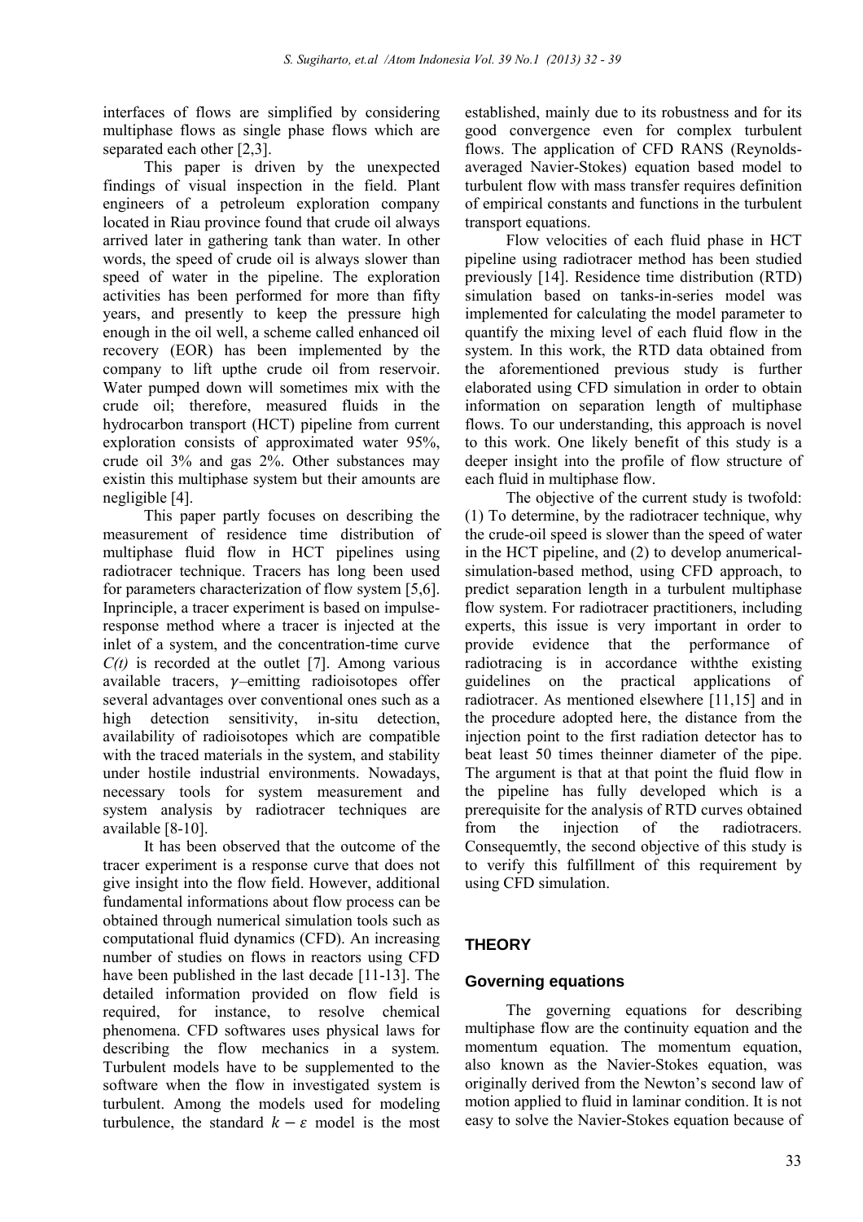interfaces of flows are simplified by considering multiphase flows as single phase flows which are separated each other [2,3].

This paper is driven by the unexpected findings of visual inspection in the field. Plant engineers of a petroleum exploration company located in Riau province found that crude oil always arrived later in gathering tank than water. In other words, the speed of crude oil is always slower than speed of water in the pipeline. The exploration activities has been performed for more than fifty years, and presently to keep the pressure high enough in the oil well, a scheme called enhanced oil recovery (EOR) has been implemented by the company to lift upthe crude oil from reservoir. Water pumped down will sometimes mix with the crude oil; therefore, measured fluids in the hydrocarbon transport (HCT) pipeline from current exploration consists of approximated water 95%, crude oil 3% and gas 2%. Other substances may existin this multiphase system but their amounts are negligible [4].

This paper partly focuses on describing the measurement of residence time distribution of multiphase fluid flow in HCT pipelines using radiotracer technique. Tracers has long been used for parameters characterization of flow system [5,6]. Inprinciple, a tracer experiment is based on impulse-response method where a tracer is injected at the inlet of a system, and the concentration-time curve $C(t)$ is recorded at the outlet [7]. Among various available tracers, $\gamma$–emitting radioisotopes offer several advantages over conventional ones such as a high detection sensitivity, in-situ detection, availability of radioisotopes which are compatible with the traced materials in the system, and stability under hostile industrial environments. Nowadays, necessary tools for system measurement and system analysis by radiotracer techniques are available [8-10].

It has been observed that the outcome of the tracer experiment is a response curve that does not give insight into the flow field. However, additional fundamental informations about flow process can be obtained through numerical simulation tools such as computational fluid dynamics (CFD). An increasing number of studies on flows in reactors using CFD have been published in the last decade [11-13]. The detailed information provided on flow field is required, for instance, to resolve chemical phenomena. CFD softwares uses physical laws for describing the flow mechanics in a system. Turbulent models have to be supplemented to the software when the flow in investigated system is turbulent. Among the models used for modeling turbulence, the standard $k-\varepsilon$ model is the most established, mainly due to its robustness and for its good convergence even for complex turbulent flows. The application of CFD RANS (Reynolds-averaged Navier-Stokes) equation based model to turbulent flow with mass transfer requires definition of empirical constants and functions in the turbulent transport equations.

Flow velocities of each fluid phase in HCT pipeline using radiotracer method has been studied previously [14]. Residence time distribution (RTD) simulation based on tanks-in-series model was implemented for calculating the model parameter to quantify the mixing level of each fluid flow in the system. In this work, the RTD data obtained from the aforementioned previous study is further elaborated using CFD simulation in order to obtain information on separation length of multiphase flows. To our understanding, this approach is novel to this work. One likely benefit of this study is a deeper insight into the profile of flow structure of each fluid in multiphase flow.

The objective of the current study is twofold: (1) To determine, by the radiotracer technique, why the crude-oil speed is slower than the speed of water in the HCT pipeline, and (2) to develop anumerical-simulation-based method, using CFD approach, to predict separation length in a turbulent multiphase flow system. For radiotracer practitioners, including experts, this issue is very important in order to provide evidence that the performance of radiotracing is in accordance withthe existing guidelines on the practical applications of radiotracer. As mentioned elsewhere [11,15] and in the procedure adopted here, the distance from the injection point to the first radiation detector has to be at least 50 times theinner diameter of the pipe. The argument is that at that point the fluid flow in the pipeline has fully developed which is a prerequisite for the analysis of RTD curves obtained from the injection of the radiotracers. Consequemtly, the second objective of this study is to verify this fulfillment of this requirement by using CFD simulation.

## THEORY

### Governing equations

The governing equations for describing multiphase flow are the continuity equation and the momentum equation. The momentum equation, also known as the Navier-Stokes equation, was originally derived from the Newton's second law of motion applied to fluid in laminar condition. It is not easy to solve the Navier-Stokes equation because of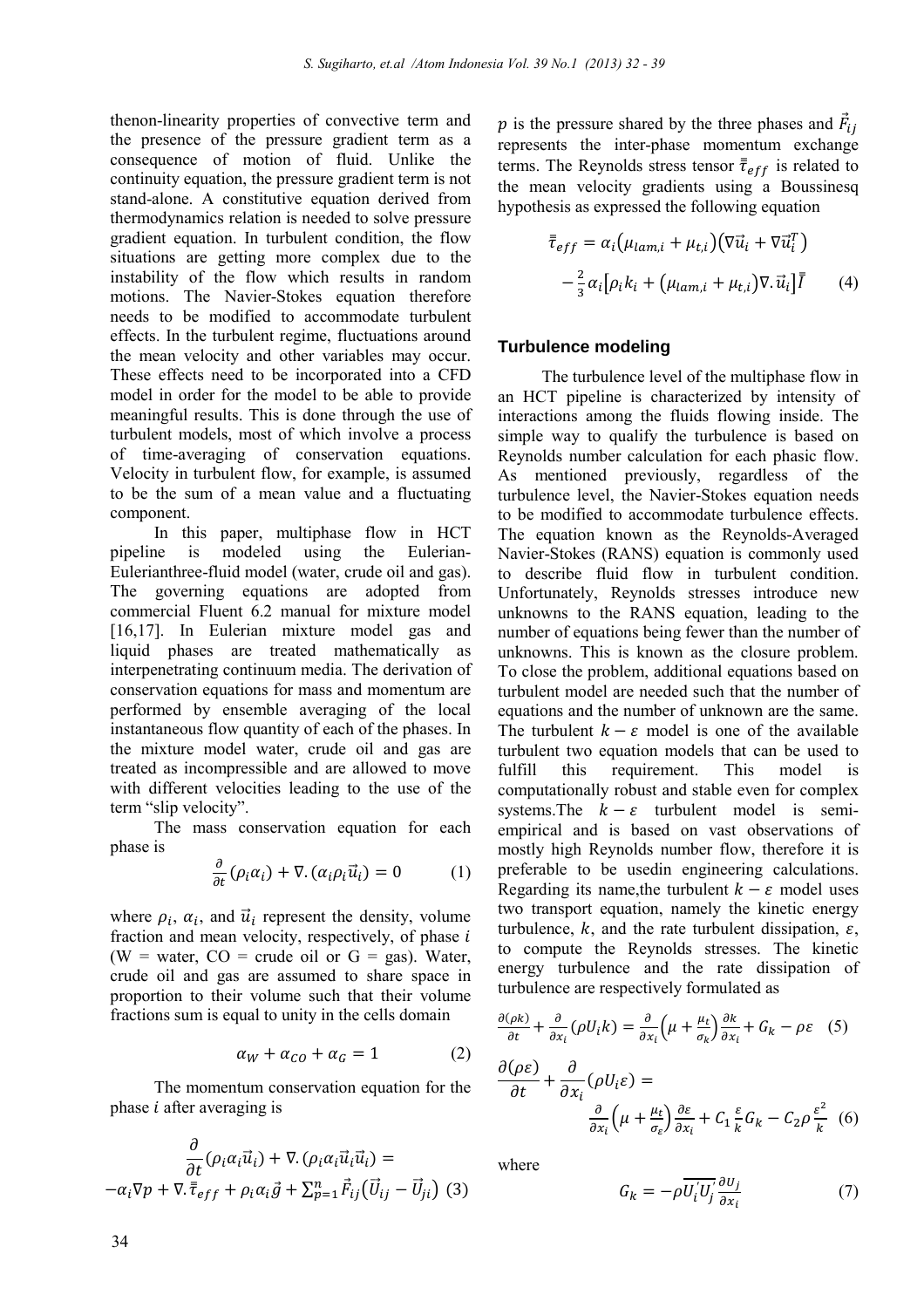thenon-linearity properties of convective term and the presence of the pressure gradient term as a consequence of motion of fluid. Unlike the continuity equation, the pressure gradient term is not stand-alone. A constitutive equation derived from thermodynamics relation is needed to solve pressure gradient equation. In turbulent condition, the flow situations are getting more complex due to the instability of the flow which results in random motions. The Navier-Stokes equation therefore needs to be modified to accommodate turbulent effects. In the turbulent regime, fluctuations around the mean velocity and other variables may occur. These effects need to be incorporated into a CFD model in order for the model to be able to provide meaningful results. This is done through the use of turbulent models, most of which involve a process of time-averaging of conservation equations. Velocity in turbulent flow, for example, is assumed to be the sum of a mean value and a fluctuating component.

In this paper, multiphase flow in HCT pipeline is modeled using the Eulerian-Eulerianthree-fluid model (water, crude oil and gas). The governing equations are adopted from commercial Fluent 6.2 manual for mixture model [16,17]. In Eulerian mixture model gas and liquid phases are treated mathematically as interpenetrating continuum media. The derivation of conservation equations for mass and momentum are performed by ensemble averaging of the local instantaneous flow quantity of each of the phases. In the mixture model water, crude oil and gas are treated as incompressible and are allowed to move with different velocities leading to the use of the term "slip velocity".

The mass conservation equation for each phase is

$$\frac{\partial}{\partial t}(\rho_i \alpha_i) + \nabla.(\alpha_i \rho_i \vec{u}_i) = 0 \quad (1)$$

where $\rho_i$, $\alpha_i$, and $\vec{u}_i$ represent the density, volume fraction and mean velocity, respectively, of phase $i$ (W = water, CO = crude oil or G = gas). Water, crude oil and gas are assumed to share space in proportion to their volume such that their volume fractions sum is equal to unity in the cells domain

$$\alpha_W + \alpha_{CO} + \alpha_G = 1 \quad (2)$$

The momentum conservation equation for the phase $i$ after averaging is

$$\frac{\partial}{\partial t}(\rho_i \alpha_i \vec{u}_i) + \nabla.(\rho_i \alpha_i \vec{u}_i \vec{u}_i) = -\alpha_i \nabla p + \nabla.\bar{\bar{\tau}}_{eff} + \rho_i \alpha_i \vec{g} + \sum_{p=1}^{n} \vec{F}_{ij}(\vec{U}_{ij} - \vec{U}_{ji}) \quad (3)$$

$p$ is the pressure shared by the three phases and $\vec{F}_{ij}$ represents the inter-phase momentum exchange terms. The Reynolds stress tensor $\bar{\bar{\tau}}_{eff}$ is related to the mean velocity gradients using a Boussinesq hypothesis as expressed the following equation

$$\bar{\bar{\tau}}_{eff} = \alpha_i(\mu_{lam,i} + \mu_{t,i})(\nabla\vec{u}_i + \nabla\vec{u}_i^T) - \frac{2}{3}\alpha_i\left[\rho_i k_i + (\mu_{lam,i} + \mu_{t,i})\nabla.\vec{u}_i\right]\bar{\bar{I}} \quad (4)$$

## Turbulence modeling

The turbulence level of the multiphase flow in an HCT pipeline is characterized by intensity of interactions among the fluids flowing inside. The simple way to qualify the turbulence is based on Reynolds number calculation for each phasic flow. As mentioned previously, regardless of the turbulence level, the Navier-Stokes equation needs to be modified to accommodate turbulence effects. The equation known as the Reynolds-Averaged Navier-Stokes (RANS) equation is commonly used to describe fluid flow in turbulent condition. Unfortunately, Reynolds stresses introduce new unknowns to the RANS equation, leading to the number of equations being fewer than the number of unknowns. This is known as the closure problem. To close the problem, additional equations based on turbulent model are needed such that the number of equations and the number of unknown are the same. The turbulent $k-\varepsilon$ model is one of the available turbulent two equation models that can be used to fulfill this requirement. This model is computationally robust and stable even for complex systems.The $k-\varepsilon$ turbulent model is semi-empirical and is based on vast observations of mostly high Reynolds number flow, therefore it is preferable to be usedin engineering calculations. Regarding its name,the turbulent $k-\varepsilon$ model uses two transport equation, namely the kinetic energy turbulence, $k$, and the rate turbulent dissipation, $\varepsilon$, to compute the Reynolds stresses. The kinetic energy turbulence and the rate dissipation of turbulence are respectively formulated as

$$\frac{\partial(\rho k)}{\partial t} + \frac{\partial}{\partial x_i}(\rho U_i k) = \frac{\partial}{\partial x_i}\left(\mu + \frac{\mu_t}{\sigma_k}\right)\frac{\partial k}{\partial x_i} + G_k - \rho\varepsilon \quad (5)$$

$$\frac{\partial(\rho\varepsilon)}{\partial t} + \frac{\partial}{\partial x_i}(\rho U_i \varepsilon) = \frac{\partial}{\partial x_i}\left(\mu + \frac{\mu_t}{\sigma_\varepsilon}\right)\frac{\partial\varepsilon}{\partial x_i} + C_1\frac{\varepsilon}{k}G_k - C_2\rho\frac{\varepsilon^2}{k} \quad (6)$$

where

$$G_k = -\rho\overline{U_i' U_j'}\frac{\partial U_j}{\partial x_i} \quad (7)$$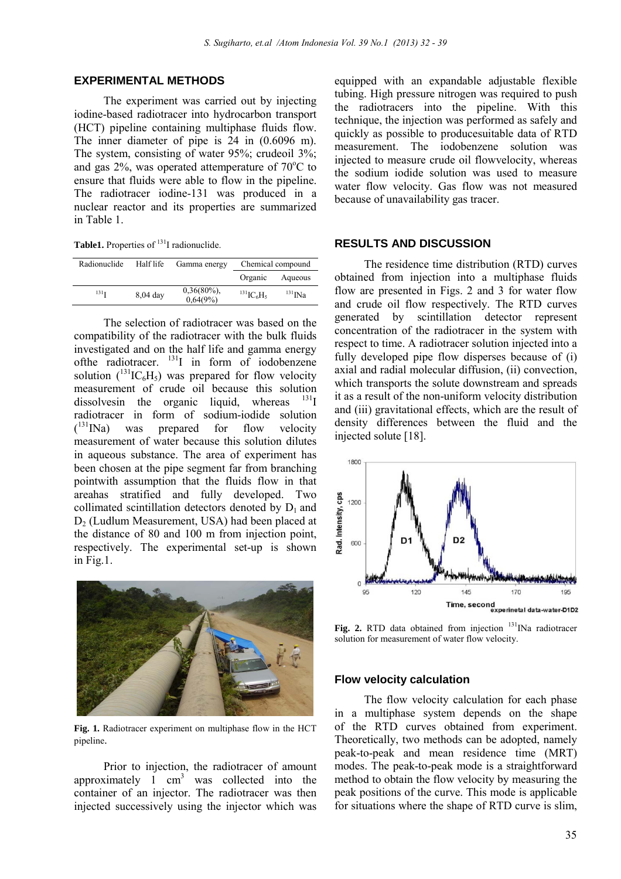## EXPERIMENTAL METHODS

The experiment was carried out by injecting iodine-based radiotracer into hydrocarbon transport (HCT) pipeline containing multiphase fluids flow. The inner diameter of pipe is 24 in (0.6096 m). The system, consisting of water 95%; crudeoil 3%; and gas 2%, was operated attemperature of 70°C to ensure that fluids were able to flow in the pipeline. The radiotracer iodine-131 was produced in a nuclear reactor and its properties are summarized in Table 1.

**Table1.** Properties of $^{131}$I radionuclide.

| Radionuclide | Half life | Gamma energy | Chemical compound | |
|---|---|---|---|---|
| | | | Organic | Aqueous |
| $^{131}$I | 8,04 day | 0,36(80%), 0,64(9%) | $^{131}IC_6H_5$ | $^{131}$INa |

The selection of radiotracer was based on the compatibility of the radiotracer with the bulk fluids investigated and on the half life and gamma energy ofthe radiotracer. $^{131}$I in form of iodobenzene solution ($^{131}IC_6H_5$) was prepared for flow velocity measurement of crude oil because this solution dissolvesin the organic liquid, whereas $^{131}$I radiotracer in form of sodium-iodide solution ($^{131}$INa) was prepared for flow velocity measurement of water because this solution dilutes in aqueous substance. The area of experiment has been chosen at the pipe segment far from branching pointwith assumption that the fluids flow in that areahas stratified and fully developed. Two collimated scintillation detectors denoted by $D_1$ and $D_2$ (Ludlum Measurement, USA) had been placed at the distance of 80 and 100 m from injection point, respectively. The experimental set-up is shown in Fig.1.

**Fig. 1.** Radiotracer experiment on multiphase flow in the HCT pipeline.

Prior to injection, the radiotracer of amount approximately 1 cm$^3$ was collected into the container of an injector. The radiotracer was then injected successively using the injector which was equipped with an expandable adjustable flexible tubing. High pressure nitrogen was required to push the radiotracers into the pipeline. With this technique, the injection was performed as safely and quickly as possible to producesuitable data of RTD measurement. The iodobenzene solution was injected to measure crude oil flowvelocity, whereas the sodium iodide solution was used to measure water flow velocity. Gas flow was not measured because of unavailability gas tracer.

## RESULTS AND DISCUSSION

The residence time distribution (RTD) curves obtained from injection into a multiphase fluids flow are presented in Figs. 2 and 3 for water flow and crude oil flow respectively. The RTD curves generated by scintillation detector represent concentration of the radiotracer in the system with respect to time. A radiotracer solution injected into a fully developed pipe flow disperses because of (i) axial and radial molecular diffusion, (ii) convection, which transports the solute downstream and spreads it as a result of the non-uniform velocity distribution and (iii) gravitational effects, which are the result of density differences between the fluid and the injected solute [18].

**Fig. 2.** RTD data obtained from injection $^{131}$INa radiotracer solution for measurement of water flow velocity.

### Flow velocity calculation

The flow velocity calculation for each phase in a multiphase system depends on the shape of the RTD curves obtained from experiment. Theoretically, two methods can be adopted, namely peak-to-peak and mean residence time (MRT) modes. The peak-to-peak mode is a straightforward method to obtain the flow velocity by measuring the peak positions of the curve. This mode is applicable for situations where the shape of RTD curve is slim,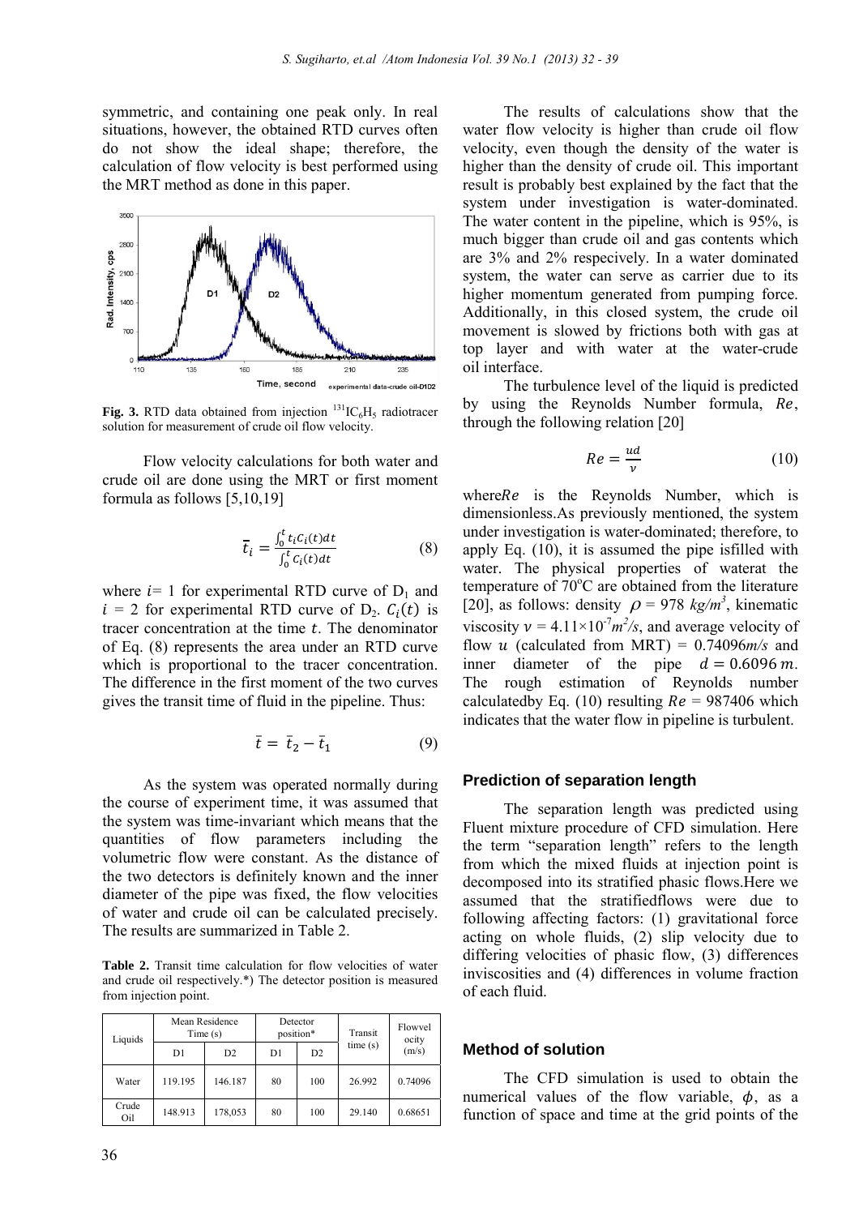symmetric, and containing one peak only. In real situations, however, the obtained RTD curves often do not show the ideal shape; therefore, the calculation of flow velocity is best performed using the MRT method as done in this paper.

**Fig. 3.** RTD data obtained from injection $^{131}IC_6H_5$ radiotracer solution for measurement of crude oil flow velocity.

Flow velocity calculations for both water and crude oil are done using the MRT or first moment formula as follows [5,10,19]

$$\bar{t}_i = \frac{\int_0^t t_i C_i(t)dt}{\int_0^t C_i(t)dt} \tag{8}$$

where $i$= 1 for experimental RTD curve of $D_1$ and $i$ = 2 for experimental RTD curve of $D_2$. $C_i(t)$ is tracer concentration at the time $t$. The denominator of Eq. (8) represents the area under an RTD curve which is proportional to the tracer concentration. The difference in the first moment of the two curves gives the transit time of fluid in the pipeline. Thus:

$$\bar{t} = \bar{t}_2 - \bar{t}_1 \tag{9}$$

As the system was operated normally during the course of experiment time, it was assumed that the system was time-invariant which means that the quantities of flow parameters including the volumetric flow were constant. As the distance of the two detectors is definitely known and the inner diameter of the pipe was fixed, the flow velocities of water and crude oil can be calculated precisely. The results are summarized in Table 2.

**Table 2.** Transit time calculation for flow velocities of water and crude oil respectively.*) The detector position is measured from injection point.

| Liquids | Mean Residence Time (s) | | Detector position* | | Transit time (s) | Flowvelocity (m/s) |
|---|---|---|---|---|---|---|
| | D1 | D2 | D1 | D2 | | |
| Water | 119.195 | 146.187 | 80 | 100 | 26.992 | 0.74096 |
| Crude Oil | 148.913 | 178,053 | 80 | 100 | 29.140 | 0.68651 |

The results of calculations show that the water flow velocity is higher than crude oil flow velocity, even though the density of the water is higher than the density of crude oil. This important result is probably best explained by the fact that the system under investigation is water-dominated. The water content in the pipeline, which is 95%, is much bigger than crude oil and gas contents which are 3% and 2% respecively. In a water dominated system, the water can serve as carrier due to its higher momentum generated from pumping force. Additionally, in this closed system, the crude oil movement is slowed by frictions both with gas at top layer and with water at the water-crude oil interface.

The turbulence level of the liquid is predicted by using the Reynolds Number formula, $Re$, through the following relation [20]

$$Re = \frac{ud}{\nu} \tag{10}$$

where$Re$ is the Reynolds Number, which is dimensionless.As previously mentioned, the system under investigation is water-dominated; therefore, to apply Eq. (10), it is assumed the pipe isfilled with water. The physical properties of waterat the temperature of 70°C are obtained from the literature [20], as follows: density $\rho$ = 978 $kg/m^3$, kinematic viscosity $\nu = 4.11{\times}10^{-7} m^2/s$, and average velocity of flow $u$ (calculated from MRT) = 0.74096$m/s$ and inner diameter of the pipe $d = 0.6096\ m$. The rough estimation of Reynolds number calculatedby Eq. (10) resulting $Re$ = 987406 which indicates that the water flow in pipeline is turbulent.

## Prediction of separation length

The separation length was predicted using Fluent mixture procedure of CFD simulation. Here the term "separation length" refers to the length from which the mixed fluids at injection point is decomposed into its stratified phasic flows.Here we assumed that the stratifiedflows were due to following affecting factors: (1) gravitational force acting on whole fluids, (2) slip velocity due to differing velocities of phasic flow, (3) differences inviscosities and (4) differences in volume fraction of each fluid.

## Method of solution

The CFD simulation is used to obtain the numerical values of the flow variable, $\phi$, as a function of space and time at the grid points of the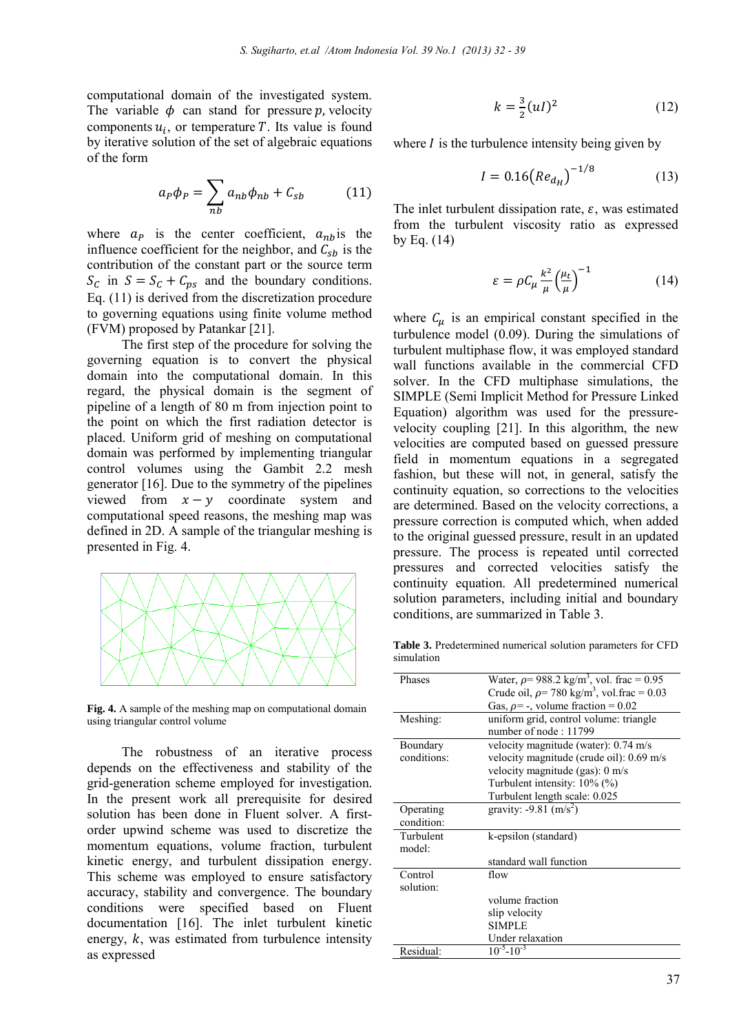computational domain of the investigated system. The variable $\phi$ can stand for pressure $p$, velocity components $u_i$, or temperature $T$. Its value is found by iterative solution of the set of algebraic equations of the form

$$a_P\phi_P = \sum_{nb} a_{nb}\phi_{nb} + C_{sb} \tag{11}$$

where $a_P$ is the center coefficient, $a_{nb}$ is the influence coefficient for the neighbor, and $C_{sb}$ is the contribution of the constant part or the source term $S_C$ in $S = S_C + C_{ps}$ and the boundary conditions. Eq. (11) is derived from the discretization procedure to governing equations using finite volume method (FVM) proposed by Patankar [21].

The first step of the procedure for solving the governing equation is to convert the physical domain into the computational domain. In this regard, the physical domain is the segment of pipeline of a length of 80 m from injection point to the point on which the first radiation detector is placed. Uniform grid of meshing on computational domain was performed by implementing triangular control volumes using the Gambit 2.2 mesh generator [16]. Due to the symmetry of the pipelines viewed from $x - y$ coordinate system and computational speed reasons, the meshing map was defined in 2D. A sample of the triangular meshing is presented in Fig. 4.

**Fig. 4.** A sample of the meshing map on computational domain using triangular control volume

The robustness of an iterative process depends on the effectiveness and stability of the grid-generation scheme employed for investigation. In the present work all prerequisite for desired solution has been done in Fluent solver. A first-order upwind scheme was used to discretize the momentum equations, volume fraction, turbulent kinetic energy, and turbulent dissipation energy. This scheme was employed to ensure satisfactory accuracy, stability and convergence. The boundary conditions were specified based on Fluent documentation [16]. The inlet turbulent kinetic energy, $k$, was estimated from turbulence intensity as expressed

$$k = \frac{3}{2}(uI)^2 \tag{12}$$

where $I$ is the turbulence intensity being given by

$$I = 0.16\left(Re_{d_H}\right)^{-1/8} \tag{13}$$

The inlet turbulent dissipation rate, $\varepsilon$, was estimated from the turbulent viscosity ratio as expressed by Eq. (14)

$$\varepsilon = \rho C_\mu \frac{k^2}{\mu}\left(\frac{\mu_t}{\mu}\right)^{-1} \tag{14}$$

where $C_\mu$ is an empirical constant specified in the turbulence model (0.09). During the simulations of turbulent multiphase flow, it was employed standard wall functions available in the commercial CFD solver. In the CFD multiphase simulations, the SIMPLE (Semi Implicit Method for Pressure Linked Equation) algorithm was used for the pressure-velocity coupling [21]. In this algorithm, the new velocities are computed based on guessed pressure field in momentum equations in a segregated fashion, but these will not, in general, satisfy the continuity equation, so corrections to the velocities are determined. Based on the velocity corrections, a pressure correction is computed which, when added to the original guessed pressure, result in an updated pressure. The process is repeated until corrected pressures and corrected velocities satisfy the continuity equation. All predetermined numerical solution parameters, including initial and boundary conditions, are summarized in Table 3.

**Table 3.** Predetermined numerical solution parameters for CFD simulation

| | |
|---|---|
| Phases | Water, $\rho$= 988.2 kg/m$^3$, vol. frac = 0.95<br>Crude oil, $\rho$= 780 kg/m$^3$, vol.frac = 0.03<br>Gas, $\rho$= -, volume fraction = 0.02 |
| Meshing: | uniform grid, control volume: triangle<br>number of node : 11799 |
| Boundary conditions: | velocity magnitude (water): 0.74 m/s<br>velocity magnitude (crude oil): 0.69 m/s<br>velocity magnitude (gas): 0 m/s<br>Turbulent intensity: 10% (%)<br>Turbulent length scale: 0.025 |
| Operating condition: | gravity: -9.81 (m/s$^2$) |
| Turbulent model: | k-epsilon (standard)<br>standard wall function |
| Control solution: | flow<br>volume fraction<br>slip velocity<br>SIMPLE<br>Under relaxation |
| Residual: | $10^{-5}$-$10^{-3}$ |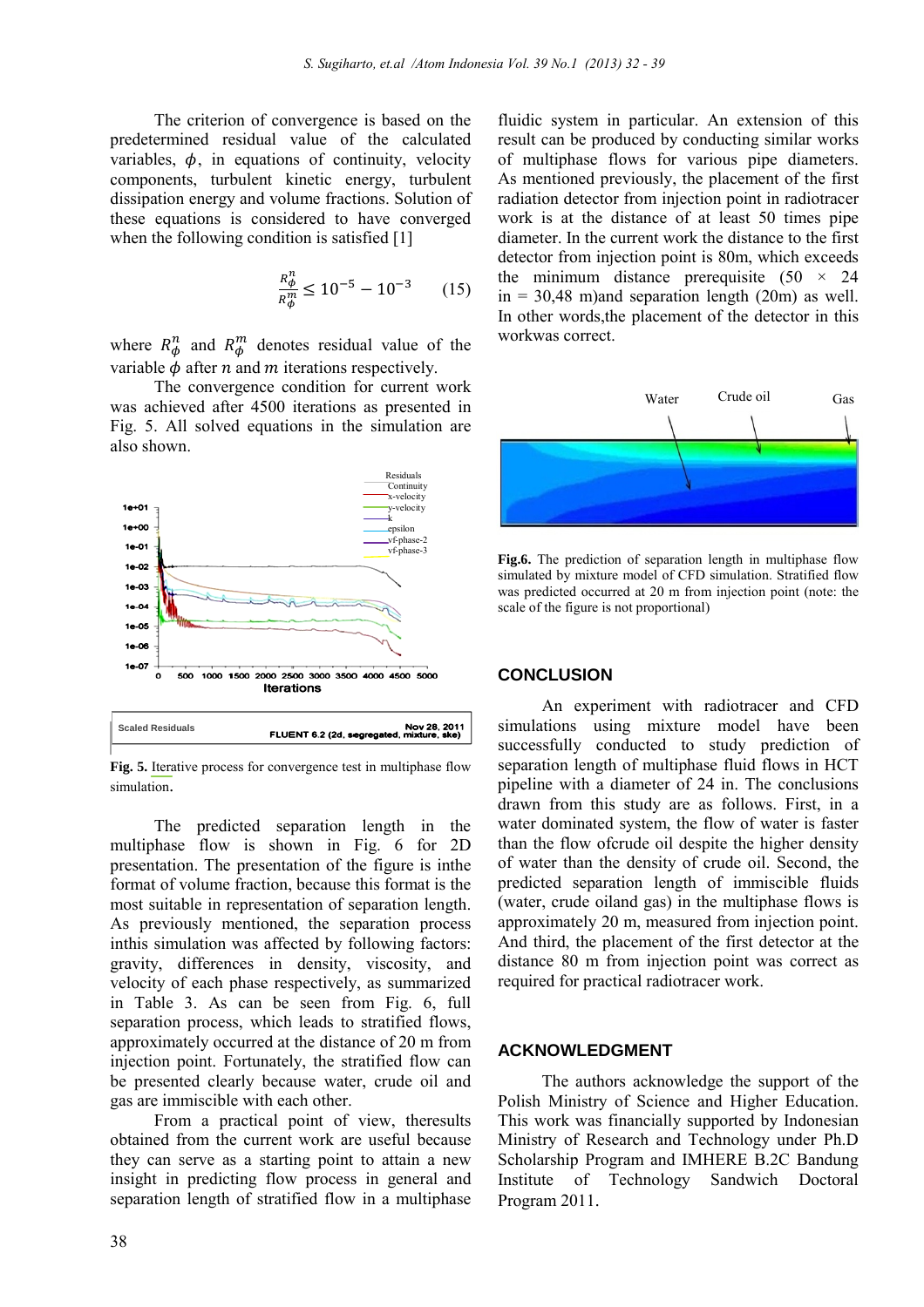The criterion of convergence is based on the predetermined residual value of the calculated variables, $\phi$, in equations of continuity, velocity components, turbulent kinetic energy, turbulent dissipation energy and volume fractions. Solution of these equations is considered to have converged when the following condition is satisfied [1]

$$\frac{R_{\phi}^{n}}{R_{\phi}^{m}} \leq 10^{-5} - 10^{-3} \qquad (15)$$

where $R_{\phi}^{n}$ and $R_{\phi}^{m}$ denotes residual value of the variable $\phi$ after $n$ and $m$ iterations respectively.

The convergence condition for current work was achieved after 4500 iterations as presented in Fig. 5. All solved equations in the simulation are also shown.

**Fig. 5.** Iterative process for convergence test in multiphase flow simulation.

The predicted separation length in the multiphase flow is shown in Fig. 6 for 2D presentation. The presentation of the figure is inthe format of volume fraction, because this format is the most suitable in representation of separation length. As previously mentioned, the separation process inthis simulation was affected by following factors: gravity, differences in density, viscosity, and velocity of each phase respectively, as summarized in Table 3. As can be seen from Fig. 6, full separation process, which leads to stratified flows, approximately occurred at the distance of 20 m from injection point. Fortunately, the stratified flow can be presented clearly because water, crude oil and gas are immiscible with each other.

From a practical point of view, theresults obtained from the current work are useful because they can serve as a starting point to attain a new insight in predicting flow process in general and separation length of stratified flow in a multiphase fluidic system in particular. An extension of this result can be produced by conducting similar works of multiphase flows for various pipe diameters. As mentioned previously, the placement of the first radiation detector from injection point in radiotracer work is at the distance of at least 50 times pipe diameter. In the current work the distance to the first detector from injection point is 80m, which exceeds the minimum distance prerequisite (50 × 24 in = 30,48 m)and separation length (20m) as well. In other words,the placement of the detector in this workwas correct.

**Fig.6.** The prediction of separation length in multiphase flow simulated by mixture model of CFD simulation. Stratified flow was predicted occurred at 20 m from injection point (note: the scale of the figure is not proportional)

## CONCLUSION

An experiment with radiotracer and CFD simulations using mixture model have been successfully conducted to study prediction of separation length of multiphase fluid flows in HCT pipeline with a diameter of 24 in. The conclusions drawn from this study are as follows. First, in a water dominated system, the flow of water is faster than the flow ofcrude oil despite the higher density of water than the density of crude oil. Second, the predicted separation length of immiscible fluids (water, crude oiland gas) in the multiphase flows is approximately 20 m, measured from injection point. And third, the placement of the first detector at the distance 80 m from injection point was correct as required for practical radiotracer work.

## ACKNOWLEDGMENT

The authors acknowledge the support of the Polish Ministry of Science and Higher Education. This work was financially supported by Indonesian Ministry of Research and Technology under Ph.D Scholarship Program and IMHERE B.2C Bandung Institute of Technology Sandwich Doctoral Program 2011.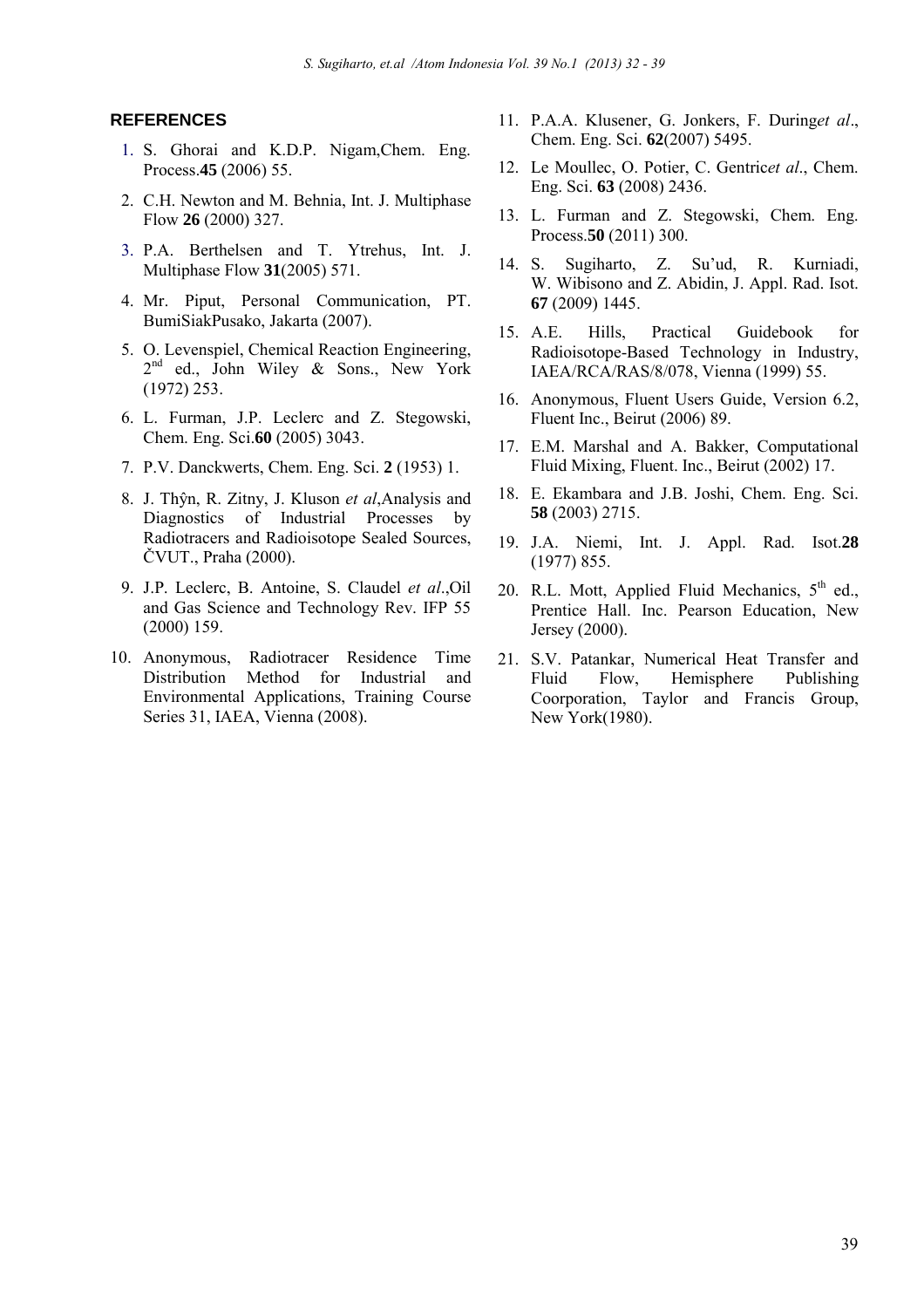## REFERENCES

1. S. Ghorai and K.D.P. Nigam,Chem. Eng. Process.**45** (2006) 55.
2. C.H. Newton and M. Behnia, Int. J. Multiphase Flow **26** (2000) 327.
3. P.A. Berthelsen and T. Ytrehus, Int. J. Multiphase Flow **31**(2005) 571.
4. Mr. Piput, Personal Communication, PT. BumiSiakPusako, Jakarta (2007).
5. O. Levenspiel, Chemical Reaction Engineering, 2nd ed., John Wiley & Sons., New York (1972) 253.
6. L. Furman, J.P. Leclerc and Z. Stegowski, Chem. Eng. Sci.**60** (2005) 3043.
7. P.V. Danckwerts, Chem. Eng. Sci. **2** (1953) 1.
8. J. Thŷn, R. Zitny, J. Kluson *et al*,Analysis and Diagnostics of Industrial Processes by Radiotracers and Radioisotope Sealed Sources, ČVUT., Praha (2000).
9. J.P. Leclerc, B. Antoine, S. Claudel *et al*.,Oil and Gas Science and Technology Rev. IFP 55 (2000) 159.
10. Anonymous, Radiotracer Residence Time Distribution Method for Industrial and Environmental Applications, Training Course Series 31, IAEA, Vienna (2008).
11. P.A.A. Klusener, G. Jonkers, F. During*et al*., Chem. Eng. Sci. **62**(2007) 5495.
12. Le Moullec, O. Potier, C. Gentric*et al*., Chem. Eng. Sci. **63** (2008) 2436.
13. L. Furman and Z. Stegowski, Chem. Eng. Process.**50** (2011) 300.
14. S. Sugiharto, Z. Su'ud, R. Kurniadi, W. Wibisono and Z. Abidin, J. Appl. Rad. Isot. **67** (2009) 1445.
15. A.E. Hills, Practical Guidebook for Radioisotope-Based Technology in Industry, IAEA/RCA/RAS/8/078, Vienna (1999) 55.
16. Anonymous, Fluent Users Guide, Version 6.2, Fluent Inc., Beirut (2006) 89.
17. E.M. Marshal and A. Bakker, Computational Fluid Mixing, Fluent. Inc., Beirut (2002) 17.
18. E. Ekambara and J.B. Joshi, Chem. Eng. Sci. **58** (2003) 2715.
19. J.A. Niemi, Int. J. Appl. Rad. Isot.**28** (1977) 855.
20. R.L. Mott, Applied Fluid Mechanics, 5th ed., Prentice Hall. Inc. Pearson Education, New Jersey (2000).
21. S.V. Patankar, Numerical Heat Transfer and Fluid Flow, Hemisphere Publishing Coorporation, Taylor and Francis Group, New York(1980).